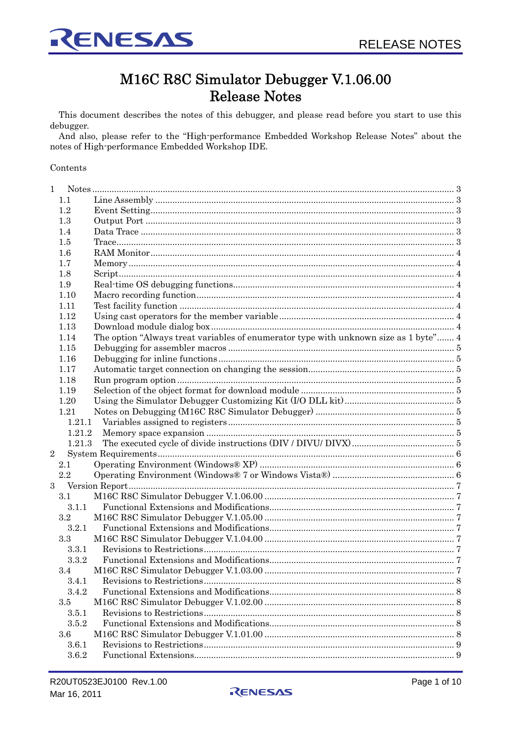# M16C R8C Simulator Debugger V.1.06.00
# Release Notes

This document describes the notes of this debugger, and please read before you start to use this debugger.

And also, please refer to the "High-performance Embedded Workshop Release Notes" about the notes of High-performance Embedded Workshop IDE.

Contents

- 1 Notes .... 3
  - 1.1 Line Assembly .... 3
  - 1.2 Event Setting .... 3
  - 1.3 Output Port .... 3
  - 1.4 Data Trace .... 3
  - 1.5 Trace .... 3
  - 1.6 RAM Monitor .... 4
  - 1.7 Memory .... 4
  - 1.8 Script .... 4
  - 1.9 Real-time OS debugging functions .... 4
  - 1.10 Macro recording function .... 4
  - 1.11 Test facility function .... 4
  - 1.12 Using cast operators for the member variable .... 4
  - 1.13 Download module dialog box .... 4
  - 1.14 The option "Always treat variables of enumerator type with unknown size as 1 byte" .... 4
  - 1.15 Debugging for assembler macros .... 5
  - 1.16 Debugging for inline functions .... 5
  - 1.17 Automatic target connection on changing the session .... 5
  - 1.18 Run program option .... 5
  - 1.19 Selection of the object format for download module .... 5
  - 1.20 Using the Simulator Debugger Customizing Kit (I/O DLL kit) .... 5
  - 1.21 Notes on Debugging (M16C R8C Simulator Debugger) .... 5
    - 1.21.1 Variables assigned to registers .... 5
    - 1.21.2 Memory space expansion .... 5
    - 1.21.3 The executed cycle of divide instructions (DIV / DIVU/ DIVX) .... 5
- 2 System Requirements .... 6
  - 2.1 Operating Environment (Windows® XP) .... 6
  - 2.2 Operating Environment (Windows® 7 or Windows Vista®) .... 6
- 3 Version Report .... 7
  - 3.1 M16C R8C Simulator Debugger V.1.06.00 .... 7
    - 3.1.1 Functional Extensions and Modifications .... 7
  - 3.2 M16C R8C Simulator Debugger V.1.05.00 .... 7
    - 3.2.1 Functional Extensions and Modifications .... 7
  - 3.3 M16C R8C Simulator Debugger V.1.04.00 .... 7
    - 3.3.1 Revisions to Restrictions .... 7
    - 3.3.2 Functional Extensions and Modifications .... 7
  - 3.4 M16C R8C Simulator Debugger V.1.03.00 .... 7
    - 3.4.1 Revisions to Restrictions .... 8
    - 3.4.2 Functional Extensions and Modifications .... 8
  - 3.5 M16C R8C Simulator Debugger V.1.02.00 .... 8
    - 3.5.1 Revisions to Restrictions .... 8
    - 3.5.2 Functional Extensions and Modifications .... 8
  - 3.6 M16C R8C Simulator Debugger V.1.01.00 .... 8
    - 3.6.1 Revisions to Restrictions .... 9
    - 3.6.2 Functional Extensions .... 9

R20UT0523EJ0100 Rev.1.00
Mar 16, 2011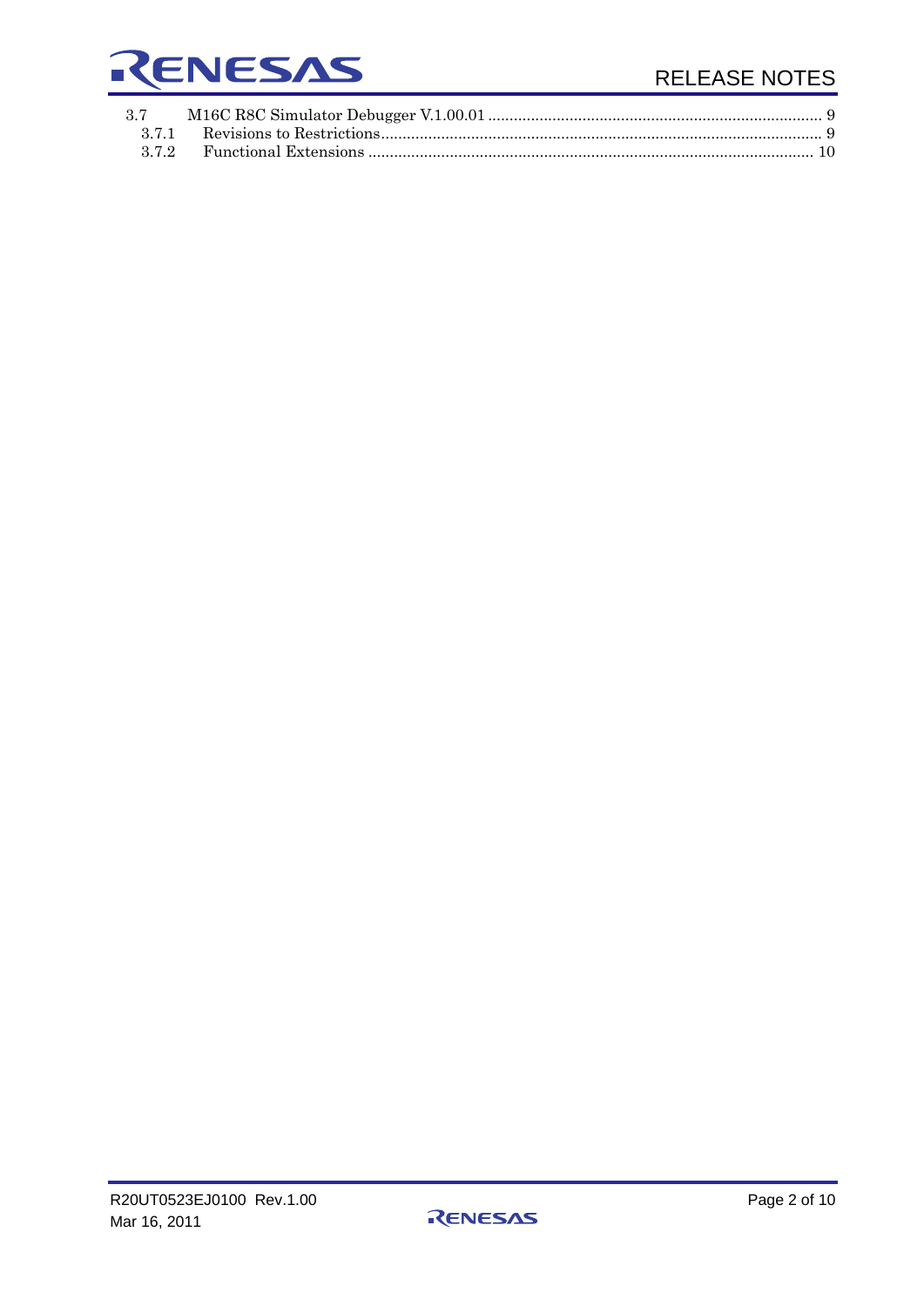3.7 M16C R8C Simulator Debugger V.1.00.01 .......... 9
  3.7.1 Revisions to Restrictions .......... 9
  3.7.2 Functional Extensions .......... 10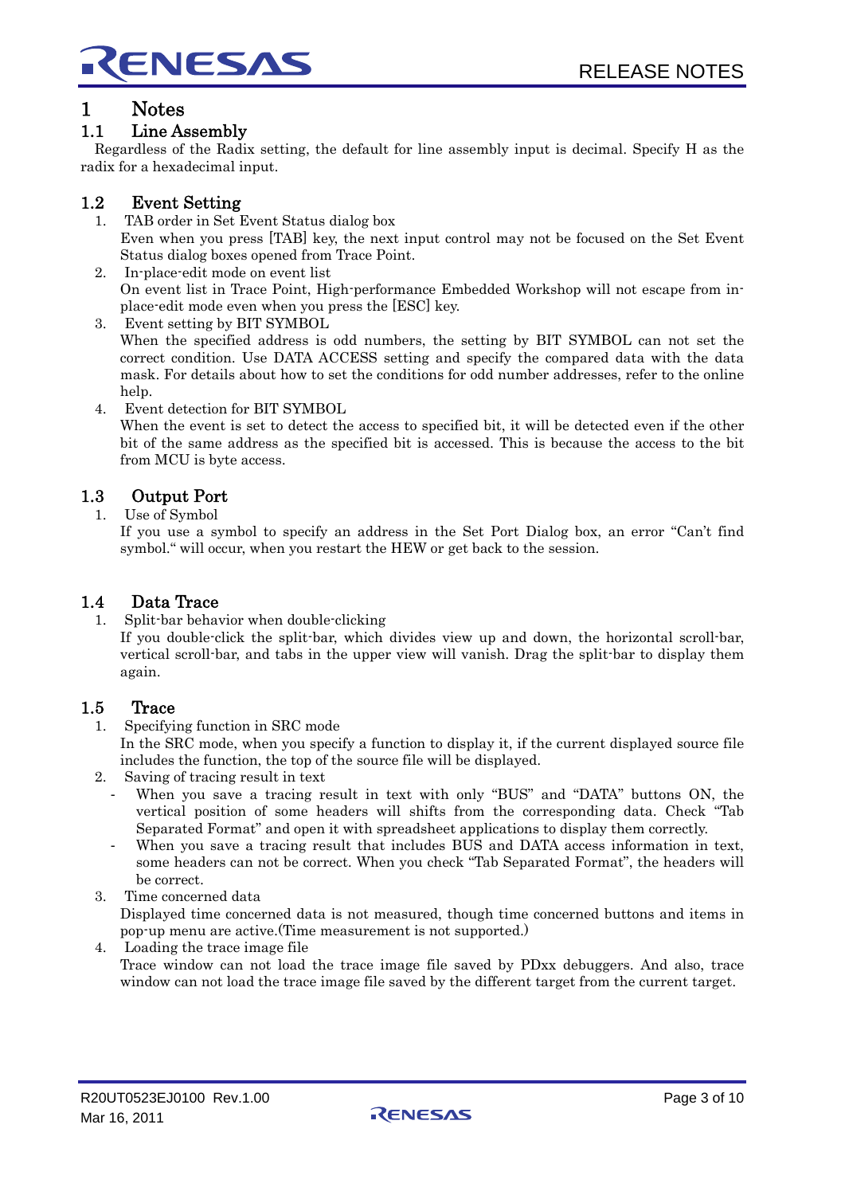# 1 Notes

## 1.1 Line Assembly

Regardless of the Radix setting, the default for line assembly input is decimal. Specify H as the radix for a hexadecimal input.

## 1.2 Event Setting

1. TAB order in Set Event Status dialog box
   Even when you press [TAB] key, the next input control may not be focused on the Set Event Status dialog boxes opened from Trace Point.
2. In-place-edit mode on event list
   On event list in Trace Point, High-performance Embedded Workshop will not escape from in-place-edit mode even when you press the [ESC] key.
3. Event setting by BIT SYMBOL
   When the specified address is odd numbers, the setting by BIT SYMBOL can not set the correct condition. Use DATA ACCESS setting and specify the compared data with the data mask. For details about how to set the conditions for odd number addresses, refer to the online help.
4. Event detection for BIT SYMBOL
   When the event is set to detect the access to specified bit, it will be detected even if the other bit of the same address as the specified bit is accessed. This is because the access to the bit from MCU is byte access.

## 1.3 Output Port

1. Use of Symbol
   If you use a symbol to specify an address in the Set Port Dialog box, an error "Can't find symbol." will occur, when you restart the HEW or get back to the session.

## 1.4 Data Trace

1. Split-bar behavior when double-clicking
   If you double-click the split-bar, which divides view up and down, the horizontal scroll-bar, vertical scroll-bar, and tabs in the upper view will vanish. Drag the split-bar to display them again.

## 1.5 Trace

1. Specifying function in SRC mode
   In the SRC mode, when you specify a function to display it, if the current displayed source file includes the function, the top of the source file will be displayed.
2. Saving of tracing result in text
   - When you save a tracing result in text with only "BUS" and "DATA" buttons ON, the vertical position of some headers will shifts from the corresponding data. Check "Tab Separated Format" and open it with spreadsheet applications to display them correctly.
   - When you save a tracing result that includes BUS and DATA access information in text, some headers can not be correct. When you check "Tab Separated Format", the headers will be correct.
3. Time concerned data
   Displayed time concerned data is not measured, though time concerned buttons and items in pop-up menu are active.(Time measurement is not supported.)
4. Loading the trace image file
   Trace window can not load the trace image file saved by PDxx debuggers. And also, trace window can not load the trace image file saved by the different target from the current target.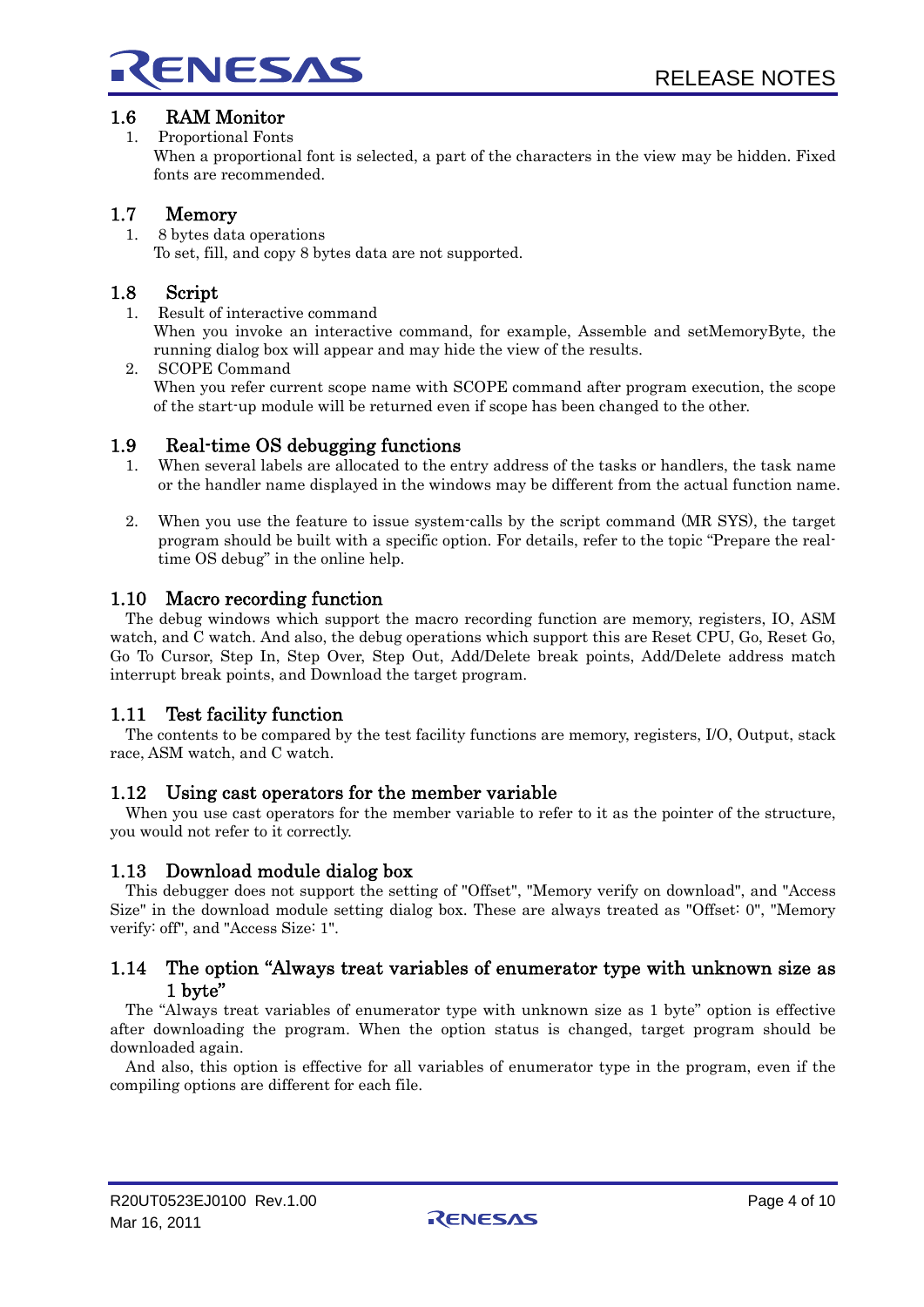## 1.6 RAM Monitor

1. Proportional Fonts

   When a proportional font is selected, a part of the characters in the view may be hidden. Fixed fonts are recommended.

## 1.7 Memory

1. 8 bytes data operations

   To set, fill, and copy 8 bytes data are not supported.

## 1.8 Script

1. Result of interactive command

   When you invoke an interactive command, for example, Assemble and setMemoryByte, the running dialog box will appear and may hide the view of the results.

2. SCOPE Command

   When you refer current scope name with SCOPE command after program execution, the scope of the start-up module will be returned even if scope has been changed to the other.

## 1.9 Real-time OS debugging functions

1. When several labels are allocated to the entry address of the tasks or handlers, the task name or the handler name displayed in the windows may be different from the actual function name.

2. When you use the feature to issue system-calls by the script command (MR SYS), the target program should be built with a specific option. For details, refer to the topic "Prepare the real-time OS debug" in the online help.

## 1.10 Macro recording function

The debug windows which support the macro recording function are memory, registers, IO, ASM watch, and C watch. And also, the debug operations which support this are Reset CPU, Go, Reset Go, Go To Cursor, Step In, Step Over, Step Out, Add/Delete break points, Add/Delete address match interrupt break points, and Download the target program.

## 1.11 Test facility function

The contents to be compared by the test facility functions are memory, registers, I/O, Output, stack race, ASM watch, and C watch.

## 1.12 Using cast operators for the member variable

When you use cast operators for the member variable to refer to it as the pointer of the structure, you would not refer to it correctly.

## 1.13 Download module dialog box

This debugger does not support the setting of "Offset", "Memory verify on download", and "Access Size" in the download module setting dialog box. These are always treated as "Offset: 0", "Memory verify: off", and "Access Size: 1".

## 1.14 The option "Always treat variables of enumerator type with unknown size as 1 byte"

The "Always treat variables of enumerator type with unknown size as 1 byte" option is effective after downloading the program. When the option status is changed, target program should be downloaded again.

And also, this option is effective for all variables of enumerator type in the program, even if the compiling options are different for each file.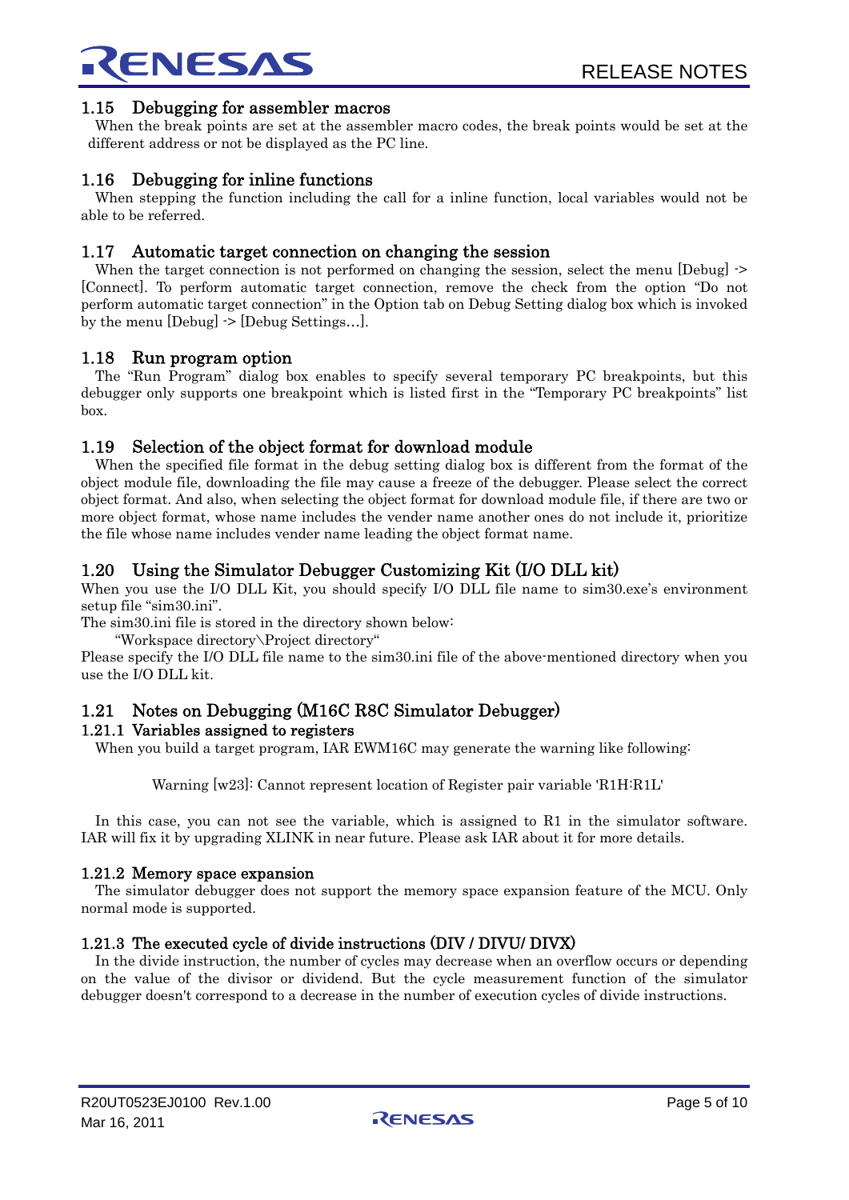## 1.15 Debugging for assembler macros

When the break points are set at the assembler macro codes, the break points would be set at the different address or not be displayed as the PC line.

## 1.16 Debugging for inline functions

When stepping the function including the call for a inline function, local variables would not be able to be referred.

## 1.17 Automatic target connection on changing the session

When the target connection is not performed on changing the session, select the menu [Debug] -> [Connect]. To perform automatic target connection, remove the check from the option "Do not perform automatic target connection" in the Option tab on Debug Setting dialog box which is invoked by the menu [Debug] -> [Debug Settings…].

## 1.18 Run program option

The "Run Program" dialog box enables to specify several temporary PC breakpoints, but this debugger only supports one breakpoint which is listed first in the "Temporary PC breakpoints" list box.

## 1.19 Selection of the object format for download module

When the specified file format in the debug setting dialog box is different from the format of the object module file, downloading the file may cause a freeze of the debugger. Please select the correct object format. And also, when selecting the object format for download module file, if there are two or more object format, whose name includes the vender name another ones do not include it, prioritize the file whose name includes vender name leading the object format name.

## 1.20 Using the Simulator Debugger Customizing Kit (I/O DLL kit)

When you use the I/O DLL Kit, you should specify I/O DLL file name to sim30.exe's environment setup file "sim30.ini".

The sim30.ini file is stored in the directory shown below:

"Workspace directory\Project directory"

Please specify the I/O DLL file name to the sim30.ini file of the above-mentioned directory when you use the I/O DLL kit.

## 1.21 Notes on Debugging (M16C R8C Simulator Debugger)

### 1.21.1 Variables assigned to registers

When you build a target program, IAR EWM16C may generate the warning like following:

Warning [w23]: Cannot represent location of Register pair variable 'R1H:R1L'

In this case, you can not see the variable, which is assigned to R1 in the simulator software. IAR will fix it by upgrading XLINK in near future. Please ask IAR about it for more details.

### 1.21.2 Memory space expansion

The simulator debugger does not support the memory space expansion feature of the MCU. Only normal mode is supported.

### 1.21.3 The executed cycle of divide instructions (DIV / DIVU/ DIVX)

In the divide instruction, the number of cycles may decrease when an overflow occurs or depending on the value of the divisor or dividend. But the cycle measurement function of the simulator debugger doesn't correspond to a decrease in the number of execution cycles of divide instructions.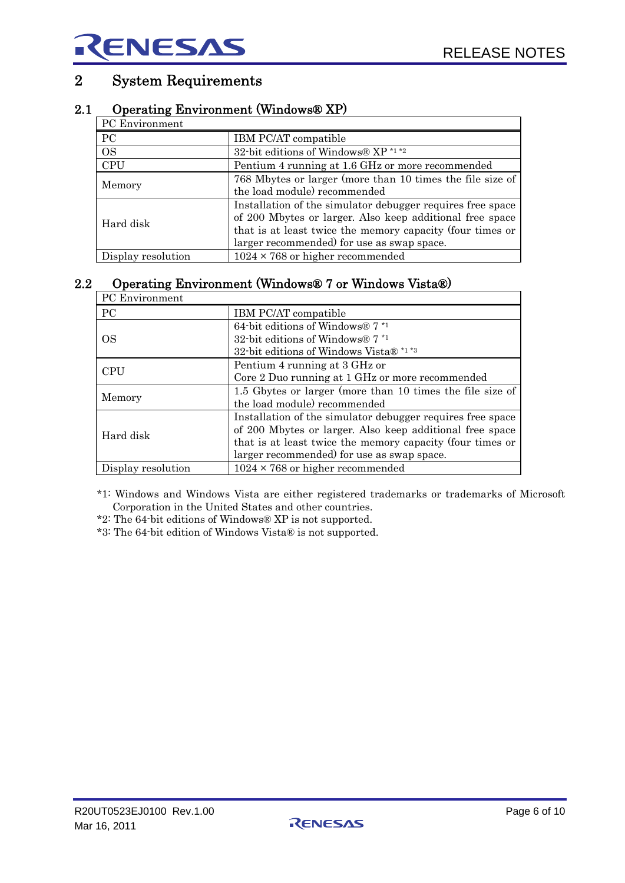# 2 System Requirements

## 2.1 Operating Environment (Windows® XP)

| PC Environment | |
|---|---|
| PC | IBM PC/AT compatible |
| OS | 32-bit editions of Windows® XP *1 *2 |
| CPU | Pentium 4 running at 1.6 GHz or more recommended |
| Memory | 768 Mbytes or larger (more than 10 times the file size of the load module) recommended |
| Hard disk | Installation of the simulator debugger requires free space of 200 Mbytes or larger. Also keep additional free space that is at least twice the memory capacity (four times or larger recommended) for use as swap space. |
| Display resolution | 1024 × 768 or higher recommended |

## 2.2 Operating Environment (Windows® 7 or Windows Vista®)

| PC Environment | |
|---|---|
| PC | IBM PC/AT compatible |
| OS | 64-bit editions of Windows® 7 *1<br>32-bit editions of Windows® 7 *1<br>32-bit editions of Windows Vista® *1 *3 |
| CPU | Pentium 4 running at 3 GHz or<br>Core 2 Duo running at 1 GHz or more recommended |
| Memory | 1.5 Gbytes or larger (more than 10 times the file size of the load module) recommended |
| Hard disk | Installation of the simulator debugger requires free space of 200 Mbytes or larger. Also keep additional free space that is at least twice the memory capacity (four times or larger recommended) for use as swap space. |
| Display resolution | 1024 × 768 or higher recommended |

*1: Windows and Windows Vista are either registered trademarks or trademarks of Microsoft Corporation in the United States and other countries.

*2: The 64-bit editions of Windows® XP is not supported.

*3: The 64-bit edition of Windows Vista® is not supported.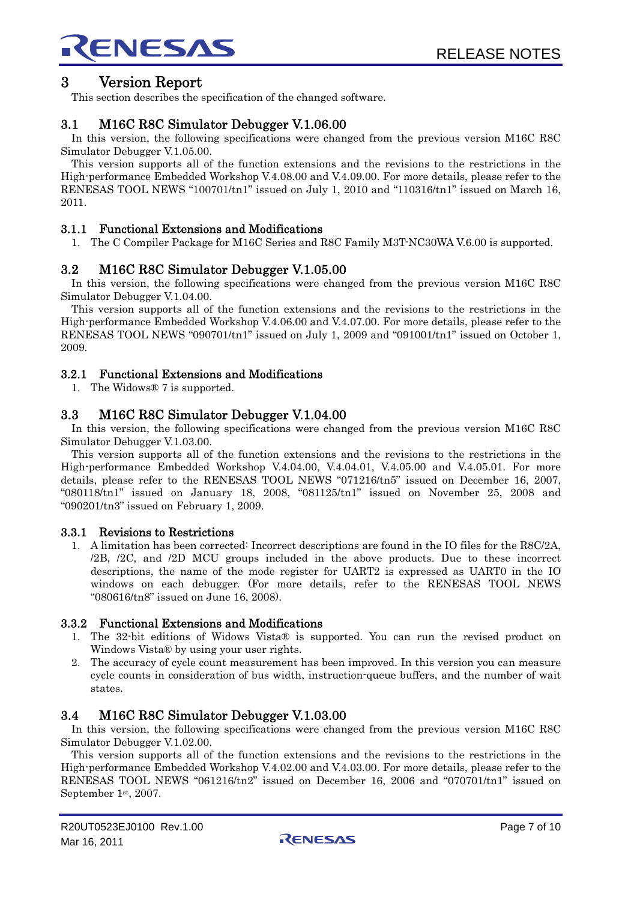# 3 Version Report

This section describes the specification of the changed software.

## 3.1 M16C R8C Simulator Debugger V.1.06.00

In this version, the following specifications were changed from the previous version M16C R8C Simulator Debugger V.1.05.00.

This version supports all of the function extensions and the revisions to the restrictions in the High-performance Embedded Workshop V.4.08.00 and V.4.09.00. For more details, please refer to the RENESAS TOOL NEWS "100701/tn1" issued on July 1, 2010 and "110316/tn1" issued on March 16, 2011.

### 3.1.1 Functional Extensions and Modifications

1. The C Compiler Package for M16C Series and R8C Family M3T-NC30WA V.6.00 is supported.

## 3.2 M16C R8C Simulator Debugger V.1.05.00

In this version, the following specifications were changed from the previous version M16C R8C Simulator Debugger V.1.04.00.

This version supports all of the function extensions and the revisions to the restrictions in the High-performance Embedded Workshop V.4.06.00 and V.4.07.00. For more details, please refer to the RENESAS TOOL NEWS "090701/tn1" issued on July 1, 2009 and "091001/tn1" issued on October 1, 2009.

### 3.2.1 Functional Extensions and Modifications

1. The Widows® 7 is supported.

## 3.3 M16C R8C Simulator Debugger V.1.04.00

In this version, the following specifications were changed from the previous version M16C R8C Simulator Debugger V.1.03.00.

This version supports all of the function extensions and the revisions to the restrictions in the High-performance Embedded Workshop V.4.04.00, V.4.04.01, V.4.05.00 and V.4.05.01. For more details, please refer to the RENESAS TOOL NEWS "071216/tn5" issued on December 16, 2007, "080118/tn1" issued on January 18, 2008, "081125/tn1" issued on November 25, 2008 and "090201/tn3" issued on February 1, 2009.

### 3.3.1 Revisions to Restrictions

1. A limitation has been corrected: Incorrect descriptions are found in the IO files for the R8C/2A, /2B, /2C, and /2D MCU groups included in the above products. Due to these incorrect descriptions, the name of the mode register for UART2 is expressed as UART0 in the IO windows on each debugger. (For more details, refer to the RENESAS TOOL NEWS "080616/tn8" issued on June 16, 2008).

### 3.3.2 Functional Extensions and Modifications

1. The 32-bit editions of Widows Vista® is supported. You can run the revised product on Windows Vista® by using your user rights.
2. The accuracy of cycle count measurement has been improved. In this version you can measure cycle counts in consideration of bus width, instruction-queue buffers, and the number of wait states.

## 3.4 M16C R8C Simulator Debugger V.1.03.00

In this version, the following specifications were changed from the previous version M16C R8C Simulator Debugger V.1.02.00.

This version supports all of the function extensions and the revisions to the restrictions in the High-performance Embedded Workshop V.4.02.00 and V.4.03.00. For more details, please refer to the RENESAS TOOL NEWS "061216/tn2" issued on December 16, 2006 and "070701/tn1" issued on September 1st, 2007.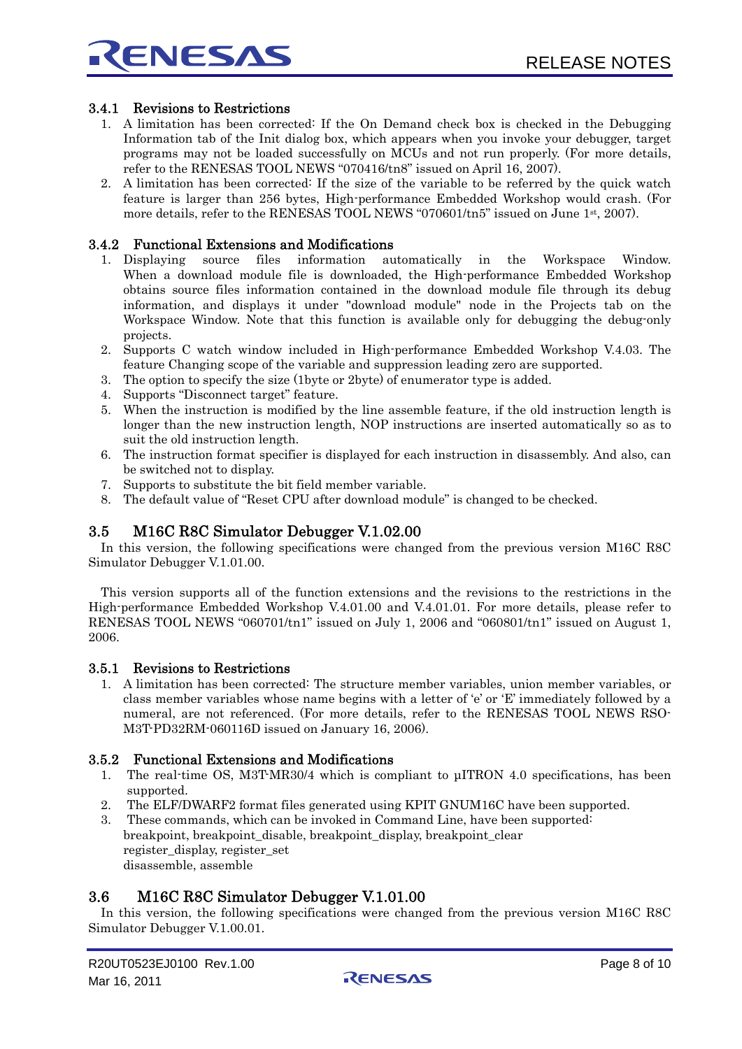### 3.4.1 Revisions to Restrictions

1. A limitation has been corrected: If the On Demand check box is checked in the Debugging Information tab of the Init dialog box, which appears when you invoke your debugger, target programs may not be loaded successfully on MCUs and not run properly. (For more details, refer to the RENESAS TOOL NEWS "070416/tn8" issued on April 16, 2007).
2. A limitation has been corrected: If the size of the variable to be referred by the quick watch feature is larger than 256 bytes, High-performance Embedded Workshop would crash. (For more details, refer to the RENESAS TOOL NEWS "070601/tn5" issued on June 1st, 2007).

### 3.4.2 Functional Extensions and Modifications

1. Displaying source files information automatically in the Workspace Window. When a download module file is downloaded, the High-performance Embedded Workshop obtains source files information contained in the download module file through its debug information, and displays it under "download module" node in the Projects tab on the Workspace Window. Note that this function is available only for debugging the debug-only projects.
2. Supports C watch window included in High-performance Embedded Workshop V.4.03. The feature Changing scope of the variable and suppression leading zero are supported.
3. The option to specify the size (1byte or 2byte) of enumerator type is added.
4. Supports "Disconnect target" feature.
5. When the instruction is modified by the line assemble feature, if the old instruction length is longer than the new instruction length, NOP instructions are inserted automatically so as to suit the old instruction length.
6. The instruction format specifier is displayed for each instruction in disassembly. And also, can be switched not to display.
7. Supports to substitute the bit field member variable.
8. The default value of "Reset CPU after download module" is changed to be checked.

## 3.5 M16C R8C Simulator Debugger V.1.02.00

In this version, the following specifications were changed from the previous version M16C R8C Simulator Debugger V.1.01.00.

This version supports all of the function extensions and the revisions to the restrictions in the High-performance Embedded Workshop V.4.01.00 and V.4.01.01. For more details, please refer to RENESAS TOOL NEWS "060701/tn1" issued on July 1, 2006 and "060801/tn1" issued on August 1, 2006.

### 3.5.1 Revisions to Restrictions

1. A limitation has been corrected: The structure member variables, union member variables, or class member variables whose name begins with a letter of 'e' or 'E' immediately followed by a numeral, are not referenced. (For more details, refer to the RENESAS TOOL NEWS RSO-M3T-PD32RM-060116D issued on January 16, 2006).

### 3.5.2 Functional Extensions and Modifications

1. The real-time OS, M3T-MR30/4 which is compliant to µITRON 4.0 specifications, has been supported.
2. The ELF/DWARF2 format files generated using KPIT GNUM16C have been supported.
3. These commands, which can be invoked in Command Line, have been supported:
   breakpoint, breakpoint_disable, breakpoint_display, breakpoint_clear
   register_display, register_set
   disassemble, assemble

## 3.6 M16C R8C Simulator Debugger V.1.01.00

In this version, the following specifications were changed from the previous version M16C R8C Simulator Debugger V.1.00.01.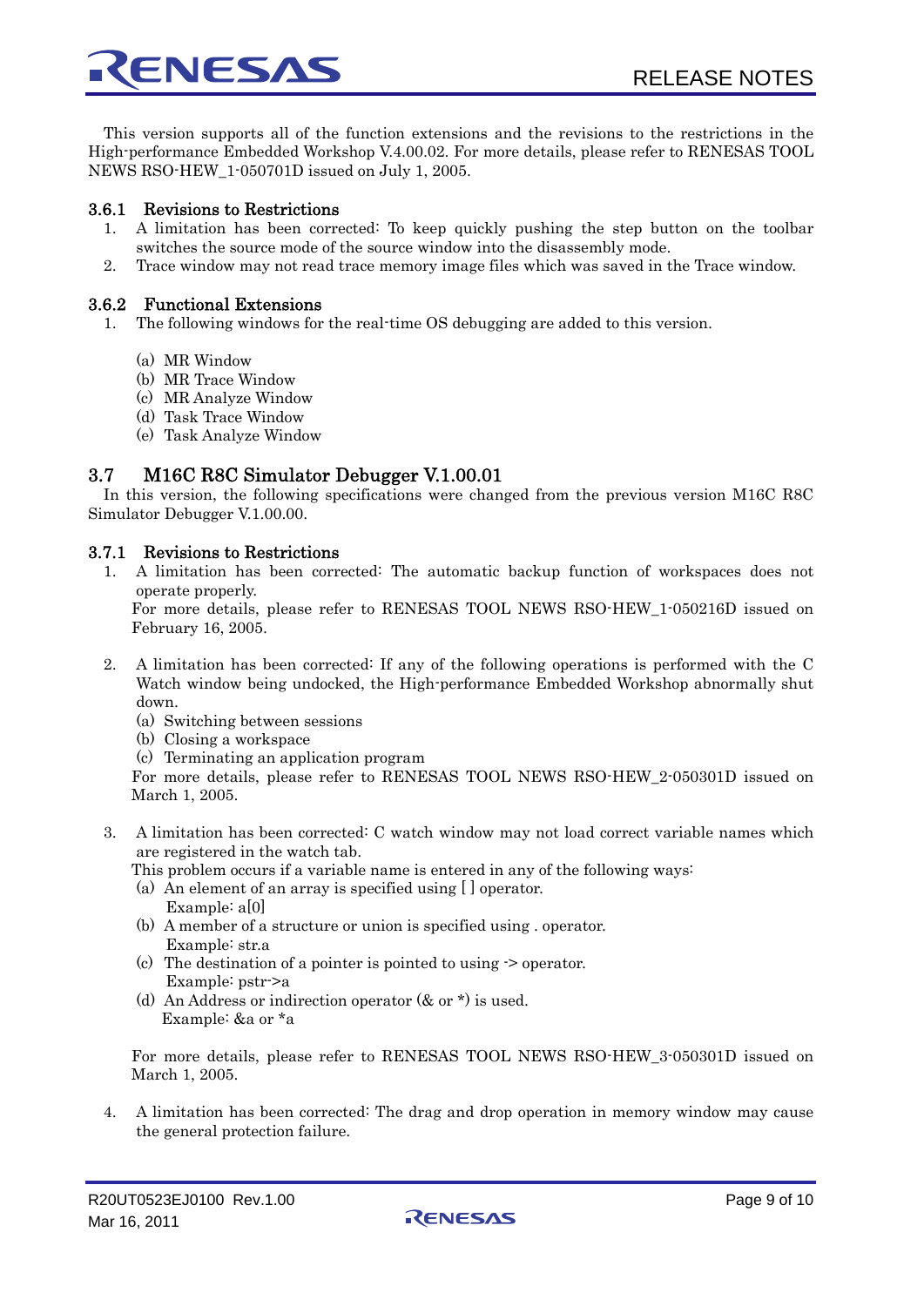This version supports all of the function extensions and the revisions to the restrictions in the High-performance Embedded Workshop V.4.00.02. For more details, please refer to RENESAS TOOL NEWS RSO-HEW_1-050701D issued on July 1, 2005.

### 3.6.1 Revisions to Restrictions

1. A limitation has been corrected: To keep quickly pushing the step button on the toolbar switches the source mode of the source window into the disassembly mode.
2. Trace window may not read trace memory image files which was saved in the Trace window.

### 3.6.2 Functional Extensions

1. The following windows for the real-time OS debugging are added to this version.

   (a) MR Window
   (b) MR Trace Window
   (c) MR Analyze Window
   (d) Task Trace Window
   (e) Task Analyze Window

## 3.7 M16C R8C Simulator Debugger V.1.00.01

In this version, the following specifications were changed from the previous version M16C R8C Simulator Debugger V.1.00.00.

### 3.7.1 Revisions to Restrictions

1. A limitation has been corrected: The automatic backup function of workspaces does not operate properly.
   For more details, please refer to RENESAS TOOL NEWS RSO-HEW_1-050216D issued on February 16, 2005.

2. A limitation has been corrected: If any of the following operations is performed with the C Watch window being undocked, the High-performance Embedded Workshop abnormally shut down.
   (a) Switching between sessions
   (b) Closing a workspace
   (c) Terminating an application program
   For more details, please refer to RENESAS TOOL NEWS RSO-HEW_2-050301D issued on March 1, 2005.

3. A limitation has been corrected: C watch window may not load correct variable names which are registered in the watch tab.
   This problem occurs if a variable name is entered in any of the following ways:
   (a) An element of an array is specified using [ ] operator.
       Example: a[0]
   (b) A member of a structure or union is specified using . operator.
       Example: str.a
   (c) The destination of a pointer is pointed to using -> operator.
       Example: pstr->a
   (d) An Address or indirection operator (& or *) is used.
       Example: &a or *a

   For more details, please refer to RENESAS TOOL NEWS RSO-HEW_3-050301D issued on March 1, 2005.

4. A limitation has been corrected: The drag and drop operation in memory window may cause the general protection failure.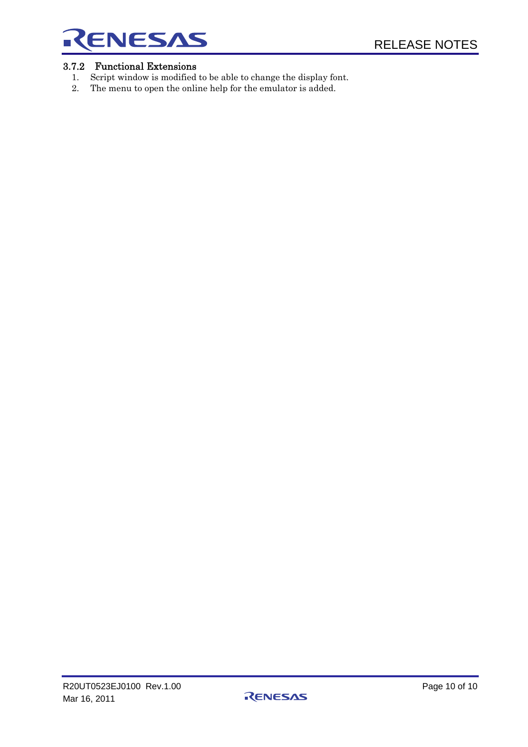### 3.7.2 Functional Extensions

1. Script window is modified to be able to change the display font.
2. The menu to open the online help for the emulator is added.